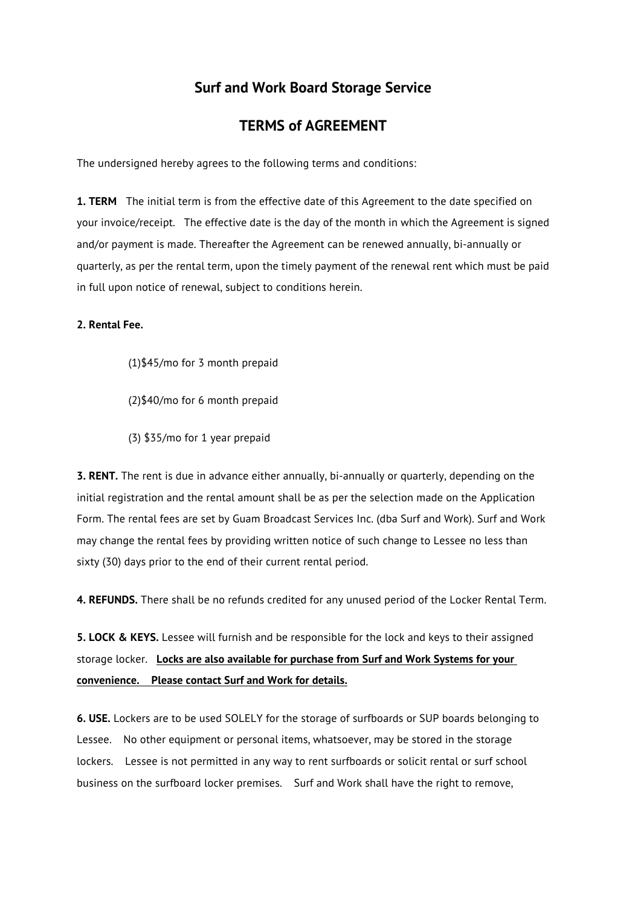# Surf and Work Board Storage Service

# TERMS of AGREEMENT

The undersigned hereby agrees to the following terms and conditions:

**1. TERM** The initial term is from the effective date of this Agreement to the date specified on your invoice/receipt. The effective date is the day of the month in which the Agreement is signed and/or payment is made. Thereafter the Agreement can be renewed annually, bi-annually or quarterly, as per the rental term, upon the timely payment of the renewal rent which must be paid in full upon notice of renewal, subject to conditions herein.

**2. Rental Fee.**

(1)$45/mo for 3 month prepaid

(2)$40/mo for 6 month prepaid

(3) $35/mo for 1 year prepaid

**3. RENT.** The rent is due in advance either annually, bi-annually or quarterly, depending on the initial registration and the rental amount shall be as per the selection made on the Application Form. The rental fees are set by Guam Broadcast Services Inc. (dba Surf and Work). Surf and Work may change the rental fees by providing written notice of such change to Lessee no less than sixty (30) days prior to the end of their current rental period.

**4. REFUNDS.** There shall be no refunds credited for any unused period of the Locker Rental Term.

**5. LOCK & KEYS.** Lessee will furnish and be responsible for the lock and keys to their assigned storage locker. **Locks are also available for purchase from Surf and Work Systems for your convenience. Please contact Surf and Work for details.**

**6. USE.** Lockers are to be used SOLELY for the storage of surfboards or SUP boards belonging to Lessee. No other equipment or personal items, whatsoever, may be stored in the storage lockers. Lessee is not permitted in any way to rent surfboards or solicit rental or surf school business on the surfboard locker premises. Surf and Work shall have the right to remove,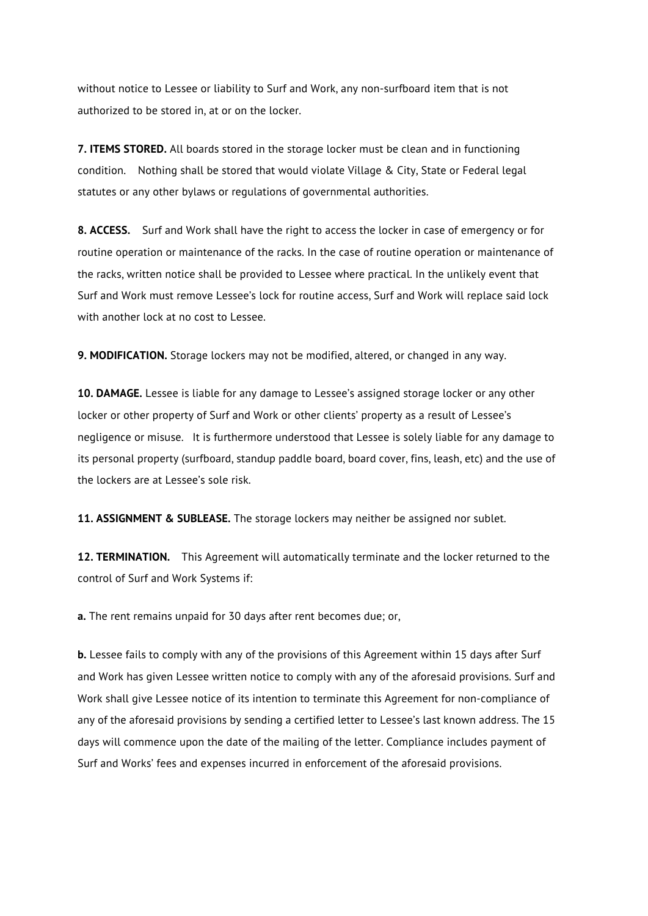without notice to Lessee or liability to Surf and Work, any non-surfboard item that is not authorized to be stored in, at or on the locker.

**7. ITEMS STORED.** All boards stored in the storage locker must be clean and in functioning condition. Nothing shall be stored that would violate Village & City, State or Federal legal statutes or any other bylaws or regulations of governmental authorities.

**8. ACCESS.** Surf and Work shall have the right to access the locker in case of emergency or for routine operation or maintenance of the racks. In the case of routine operation or maintenance of the racks, written notice shall be provided to Lessee where practical. In the unlikely event that Surf and Work must remove Lessee's lock for routine access, Surf and Work will replace said lock with another lock at no cost to Lessee.

**9. MODIFICATION.** Storage lockers may not be modified, altered, or changed in any way.

**10. DAMAGE.** Lessee is liable for any damage to Lessee's assigned storage locker or any other locker or other property of Surf and Work or other clients' property as a result of Lessee's negligence or misuse. It is furthermore understood that Lessee is solely liable for any damage to its personal property (surfboard, standup paddle board, board cover, fins, leash, etc) and the use of the lockers are at Lessee's sole risk.

**11. ASSIGNMENT & SUBLEASE.** The storage lockers may neither be assigned nor sublet.

**12. TERMINATION.** This Agreement will automatically terminate and the locker returned to the control of Surf and Work Systems if:

**a.** The rent remains unpaid for 30 days after rent becomes due; or,

**b.** Lessee fails to comply with any of the provisions of this Agreement within 15 days after Surf and Work has given Lessee written notice to comply with any of the aforesaid provisions. Surf and Work shall give Lessee notice of its intention to terminate this Agreement for non-compliance of any of the aforesaid provisions by sending a certified letter to Lessee's last known address. The 15 days will commence upon the date of the mailing of the letter. Compliance includes payment of Surf and Works' fees and expenses incurred in enforcement of the aforesaid provisions.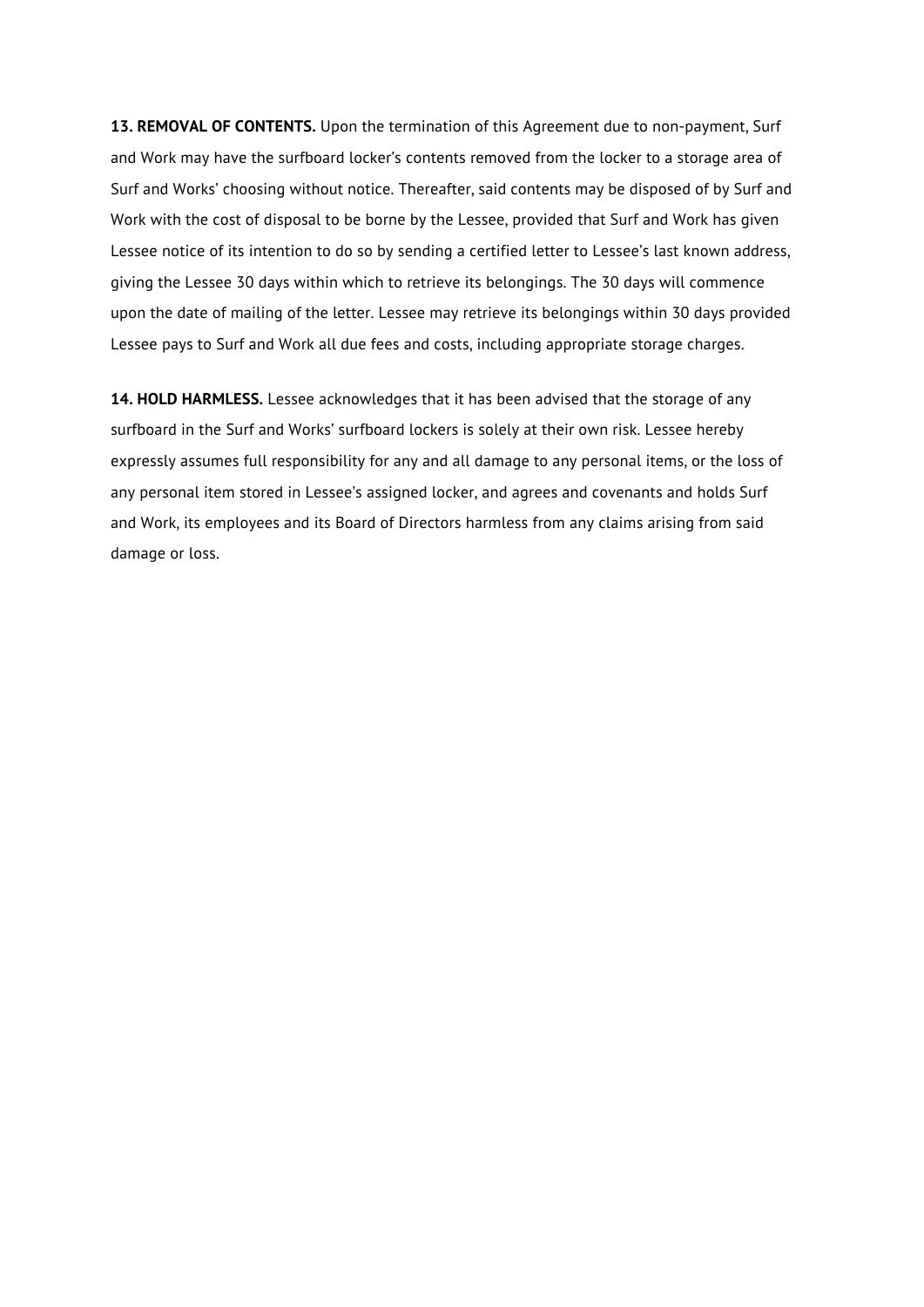**13. REMOVAL OF CONTENTS.** Upon the termination of this Agreement due to non-payment, Surf and Work may have the surfboard locker's contents removed from the locker to a storage area of Surf and Works' choosing without notice. Thereafter, said contents may be disposed of by Surf and Work with the cost of disposal to be borne by the Lessee, provided that Surf and Work has given Lessee notice of its intention to do so by sending a certified letter to Lessee's last known address, giving the Lessee 30 days within which to retrieve its belongings. The 30 days will commence upon the date of mailing of the letter. Lessee may retrieve its belongings within 30 days provided Lessee pays to Surf and Work all due fees and costs, including appropriate storage charges.

**14. HOLD HARMLESS.** Lessee acknowledges that it has been advised that the storage of any surfboard in the Surf and Works' surfboard lockers is solely at their own risk. Lessee hereby expressly assumes full responsibility for any and all damage to any personal items, or the loss of any personal item stored in Lessee's assigned locker, and agrees and covenants and holds Surf and Work, its employees and its Board of Directors harmless from any claims arising from said damage or loss.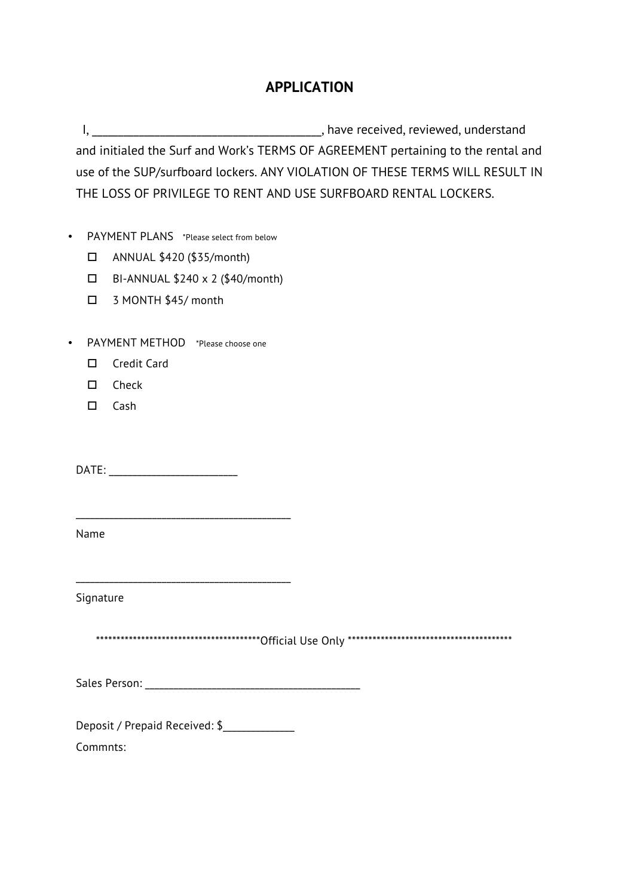# APPLICATION

I, ______________________________________, have received, reviewed, understand and initialed the Surf and Work's TERMS OF AGREEMENT pertaining to the rental and use of the SUP/surfboard lockers. ANY VIOLATION OF THESE TERMS WILL RESULT IN THE LOSS OF PRIVILEGE TO RENT AND USE SURFBOARD RENTAL LOCKERS.

- PAYMENT PLANS *Please select from below
  - ☐ ANNUAL $420 ($35/month)
  - ☐ BI-ANNUAL $240 x 2 ($40/month)
  - ☐ 3 MONTH $45/ month

- PAYMENT METHOD *Please choose one
  - ☐ Credit Card
  - ☐ Check
  - ☐ Cash

DATE: ______________________

______________________________________

Name

______________________________________

Signature

****************************************Official Use Only ****************************************

Sales Person: ______________________________________

Deposit / Prepaid Received: $____________

Commnts: